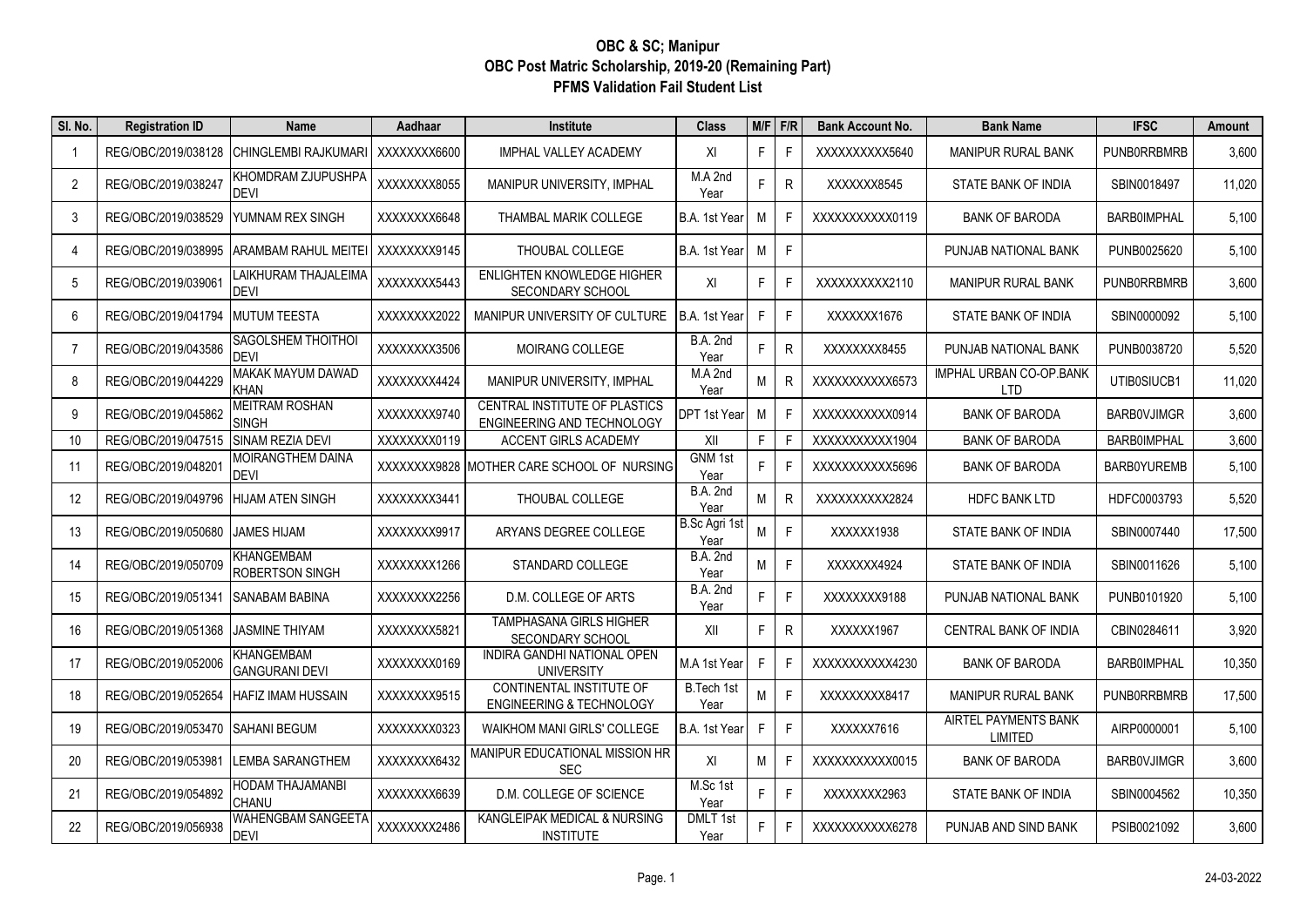# OBC & SC; Manipur
## OBC Post Matric Scholarship, 2019-20 (Remaining Part)
## PFMS Validation Fail Student List

| Sl. No. | Registration ID | Name | Aadhaar | Institute | Class | M/F | F/R | Bank Account No. | Bank Name | IFSC | Amount |
|---|---|---|---|---|---|---|---|---|---|---|---|
| 1 | REG/OBC/2019/038128 | CHINGLEMBI RAJKUMARI | XXXXXXXX6600 | IMPHAL VALLEY ACADEMY | XI | F | F | XXXXXXXXXX5640 | MANIPUR RURAL BANK | PUNB0RRBMRB | 3,600 |
| 2 | REG/OBC/2019/038247 | KHOMDRAM ZJUPUSHPA DEVI | XXXXXXXX8055 | MANIPUR UNIVERSITY, IMPHAL | M.A 2nd Year | F | R | XXXXXXX8545 | STATE BANK OF INDIA | SBIN0018497 | 11,020 |
| 3 | REG/OBC/2019/038529 | YUMNAM REX SINGH | XXXXXXXX6648 | THAMBAL MARIK COLLEGE | B.A. 1st Year | M | F | XXXXXXXXXXX0119 | BANK OF BARODA | BARB0IMPHAL | 5,100 |
| 4 | REG/OBC/2019/038995 | ARAMBAM RAHUL MEITEI | XXXXXXXX9145 | THOUBAL COLLEGE | B.A. 1st Year | M | F | | PUNJAB NATIONAL BANK | PUNB0025620 | 5,100 |
| 5 | REG/OBC/2019/039061 | LAIKHURAM THAJALEIMA DEVI | XXXXXXXX5443 | ENLIGHTEN KNOWLEDGE HIGHER SECONDARY SCHOOL | XI | F | F | XXXXXXXXXX2110 | MANIPUR RURAL BANK | PUNB0RRBMRB | 3,600 |
| 6 | REG/OBC/2019/041794 | MUTUM TEESTA | XXXXXXXX2022 | MANIPUR UNIVERSITY OF CULTURE | B.A. 1st Year | F | F | XXXXXXX1676 | STATE BANK OF INDIA | SBIN0000092 | 5,100 |
| 7 | REG/OBC/2019/043586 | SAGOLSHEM THOITHOI DEVI | XXXXXXXX3506 | MOIRANG COLLEGE | B.A. 2nd Year | F | R | XXXXXXXX8455 | PUNJAB NATIONAL BANK | PUNB0038720 | 5,520 |
| 8 | REG/OBC/2019/044229 | MAKAK MAYUM DAWAD KHAN | XXXXXXXX4424 | MANIPUR UNIVERSITY, IMPHAL | M.A 2nd Year | M | R | XXXXXXXXXXX6573 | IMPHAL URBAN CO-OP.BANK LTD | UTIB0SIUCB1 | 11,020 |
| 9 | REG/OBC/2019/045862 | MEITRAM ROSHAN SINGH | XXXXXXXX9740 | CENTRAL INSTITUTE OF PLASTICS ENGINEERING AND TECHNOLOGY | DPT 1st Year | M | F | XXXXXXXXXXX0914 | BANK OF BARODA | BARB0VJIMGR | 3,600 |
| 10 | REG/OBC/2019/047515 | SINAM REZIA DEVI | XXXXXXXX0119 | ACCENT GIRLS ACADEMY | XII | F | F | XXXXXXXXXXX1904 | BANK OF BARODA | BARB0IMPHAL | 3,600 |
| 11 | REG/OBC/2019/048201 | MOIRANGTHEM DAINA DEVI | XXXXXXXX9828 | MOTHER CARE SCHOOL OF NURSING | GNM 1st Year | F | F | XXXXXXXXXXX5696 | BANK OF BARODA | BARB0YUREMB | 5,100 |
| 12 | REG/OBC/2019/049796 | HIJAM ATEN SINGH | XXXXXXXX3441 | THOUBAL COLLEGE | B.A. 2nd Year | M | R | XXXXXXXXXX2824 | HDFC BANK LTD | HDFC0003793 | 5,520 |
| 13 | REG/OBC/2019/050680 | JAMES HIJAM | XXXXXXXX9917 | ARYANS DEGREE COLLEGE | B.Sc Agri 1st Year | M | F | XXXXXX1938 | STATE BANK OF INDIA | SBIN0007440 | 17,500 |
| 14 | REG/OBC/2019/050709 | KHANGEMBAM ROBERTSON SINGH | XXXXXXXX1266 | STANDARD COLLEGE | B.A. 2nd Year | M | F | XXXXXXX4924 | STATE BANK OF INDIA | SBIN0011626 | 5,100 |
| 15 | REG/OBC/2019/051341 | SANABAM BABINA | XXXXXXXX2256 | D.M. COLLEGE OF ARTS | B.A. 2nd Year | F | F | XXXXXXXX9188 | PUNJAB NATIONAL BANK | PUNB0101920 | 5,100 |
| 16 | REG/OBC/2019/051368 | JASMINE THIYAM | XXXXXXXX5821 | TAMPHASANA GIRLS HIGHER SECONDARY SCHOOL | XII | F | R | XXXXXX1967 | CENTRAL BANK OF INDIA | CBIN0284611 | 3,920 |
| 17 | REG/OBC/2019/052006 | KHANGEMBAM GANGURANI DEVI | XXXXXXXX0169 | INDIRA GANDHI NATIONAL OPEN UNIVERSITY | M.A 1st Year | F | F | XXXXXXXXXXX4230 | BANK OF BARODA | BARB0IMPHAL | 10,350 |
| 18 | REG/OBC/2019/052654 | HAFIZ IMAM HUSSAIN | XXXXXXXX9515 | CONTINENTAL INSTITUTE OF ENGINEERING & TECHNOLOGY | B.Tech 1st Year | M | F | XXXXXXXXX8417 | MANIPUR RURAL BANK | PUNB0RRBMRB | 17,500 |
| 19 | REG/OBC/2019/053470 | SAHANI BEGUM | XXXXXXXX0323 | WAIKHOM MANI GIRLS' COLLEGE | B.A. 1st Year | F | F | XXXXXX7616 | AIRTEL PAYMENTS BANK LIMITED | AIRP0000001 | 5,100 |
| 20 | REG/OBC/2019/053981 | LEMBA SARANGTHEM | XXXXXXXX6432 | MANIPUR EDUCATIONAL MISSION HR SEC | XI | M | F | XXXXXXXXXXX0015 | BANK OF BARODA | BARB0VJIMGR | 3,600 |
| 21 | REG/OBC/2019/054892 | HODAM THAJAMANBI CHANU | XXXXXXXX6639 | D.M. COLLEGE OF SCIENCE | M.Sc 1st Year | F | F | XXXXXXXX2963 | STATE BANK OF INDIA | SBIN0004562 | 10,350 |
| 22 | REG/OBC/2019/056938 | WAHENGBAM SANGEETA DEVI | XXXXXXXX2486 | KANGLEIPAK MEDICAL & NURSING INSTITUTE | DMLT 1st Year | F | F | XXXXXXXXXXX6278 | PUNJAB AND SIND BANK | PSIB0021092 | 3,600 |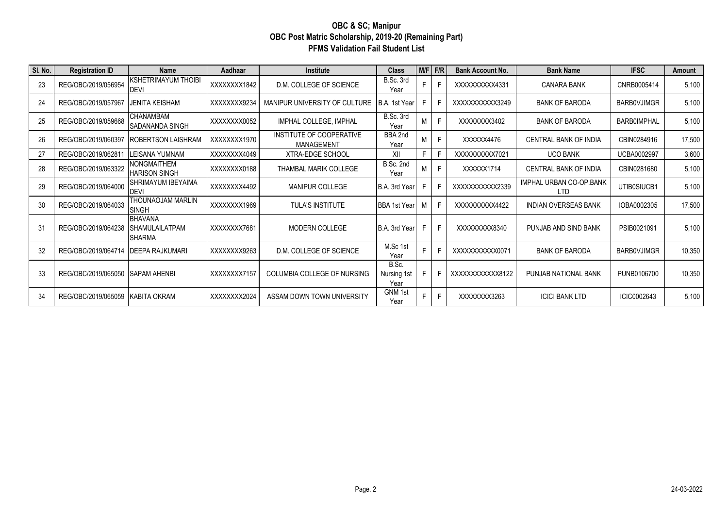# OBC & SC; Manipur
## OBC Post Matric Scholarship, 2019-20 (Remaining Part)
## PFMS Validation Fail Student List

| Sl. No. | Registration ID | Name | Aadhaar | Institute | Class | M/F | F/R | Bank Account No. | Bank Name | IFSC | Amount |
|---|---|---|---|---|---|---|---|---|---|---|---|
| 23 | REG/OBC/2019/056954 | KSHETRIMAYUM THOIBI DEVI | XXXXXXXX1842 | D.M. COLLEGE OF SCIENCE | B.Sc. 3rd Year | F | F | XXXXXXXXXX4331 | CANARA BANK | CNRB0005414 | 5,100 |
| 24 | REG/OBC/2019/057967 | JENITA KEISHAM | XXXXXXXX9234 | MANIPUR UNIVERSITY OF CULTURE | B.A. 1st Year | F | F | XXXXXXXXXXX3249 | BANK OF BARODA | BARB0VJIMGR | 5,100 |
| 25 | REG/OBC/2019/059668 | CHANAMBAM SADANANDA SINGH | XXXXXXXX0052 | IMPHAL COLLEGE, IMPHAL | B.Sc. 3rd Year | M | F | XXXXXXXX3402 | BANK OF BARODA | BARB0IMPHAL | 5,100 |
| 26 | REG/OBC/2019/060397 | ROBERTSON LAISHRAM | XXXXXXXX1970 | INSTITUTE OF COOPERATIVE MANAGEMENT | BBA 2nd Year | M | F | XXXXXX4476 | CENTRAL BANK OF INDIA | CBIN0284916 | 17,500 |
| 27 | REG/OBC/2019/062811 | LEISANA YUMNAM | XXXXXXXX4049 | XTRA-EDGE SCHOOL | XII | F | F | XXXXXXXXXX7021 | UCO BANK | UCBA0002997 | 3,600 |
| 28 | REG/OBC/2019/063322 | NONGMAITHEM HARISON SINGH | XXXXXXXX0188 | THAMBAL MARIK COLLEGE | B.Sc. 2nd Year | M | F | XXXXXX1714 | CENTRAL BANK OF INDIA | CBIN0281680 | 5,100 |
| 29 | REG/OBC/2019/064000 | SHRIMAYUM IBEYAIMA DEVI | XXXXXXXX4492 | MANIPUR COLLEGE | B.A. 3rd Year | F | F | XXXXXXXXXXX2339 | IMPHAL URBAN CO-OP.BANK LTD | UTIB0SIUCB1 | 5,100 |
| 30 | REG/OBC/2019/064033 | THOUNAOJAM MARLIN SINGH | XXXXXXXX1969 | TULA'S INSTITUTE | BBA 1st Year | M | F | XXXXXXXXXX4422 | INDIAN OVERSEAS BANK | IOBA0002305 | 17,500 |
| 31 | REG/OBC/2019/064238 | BHAVANA SHAMULAILATPAM SHARMA | XXXXXXXX7681 | MODERN COLLEGE | B.A. 3rd Year | F | F | XXXXXXXXX8340 | PUNJAB AND SIND BANK | PSIB0021091 | 5,100 |
| 32 | REG/OBC/2019/064714 | DEEPA RAJKUMARI | XXXXXXXX9263 | D.M. COLLEGE OF SCIENCE | M.Sc 1st Year | F | F | XXXXXXXXXXX0071 | BANK OF BARODA | BARB0VJIMGR | 10,350 |
| 33 | REG/OBC/2019/065050 | SAPAM AHENBI | XXXXXXXX7157 | COLUMBIA COLLEGE OF NURSING | B.Sc. Nursing 1st Year | F | F | XXXXXXXXXXXX8122 | PUNJAB NATIONAL BANK | PUNB0106700 | 10,350 |
| 34 | REG/OBC/2019/065059 | KABITA OKRAM | XXXXXXXX2024 | ASSAM DOWN TOWN UNIVERSITY | GNM 1st Year | F | F | XXXXXXXX3263 | ICICI BANK LTD | ICIC0002643 | 5,100 |

24-03-2022